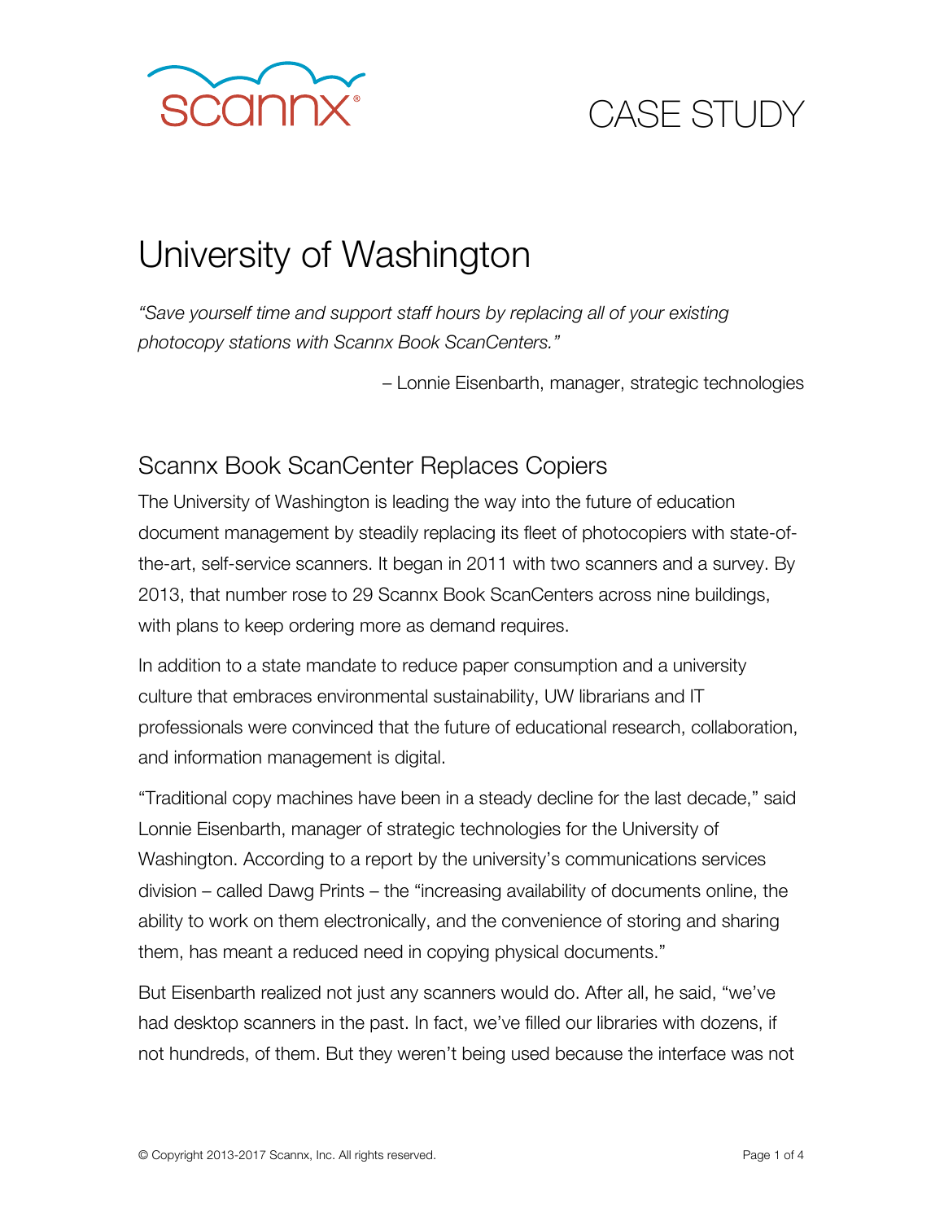scannx

CASE STUDY

# University of Washington

*"Save yourself time and support staff hours by replacing all of your existing photocopy stations with Scannx Book ScanCenters."*

– Lonnie Eisenbarth, manager, strategic technologies

## Scannx Book ScanCenter Replaces Copiers

The University of Washington is leading the way into the future of education document management by steadily replacing its fleet of photocopiers with state-of-the-art, self-service scanners. It began in 2011 with two scanners and a survey. By 2013, that number rose to 29 Scannx Book ScanCenters across nine buildings, with plans to keep ordering more as demand requires.

In addition to a state mandate to reduce paper consumption and a university culture that embraces environmental sustainability, UW librarians and IT professionals were convinced that the future of educational research, collaboration, and information management is digital.

"Traditional copy machines have been in a steady decline for the last decade," said Lonnie Eisenbarth, manager of strategic technologies for the University of Washington. According to a report by the university's communications services division – called Dawg Prints – the "increasing availability of documents online, the ability to work on them electronically, and the convenience of storing and sharing them, has meant a reduced need in copying physical documents."

But Eisenbarth realized not just any scanners would do. After all, he said, "we've had desktop scanners in the past. In fact, we've filled our libraries with dozens, if not hundreds, of them. But they weren't being used because the interface was not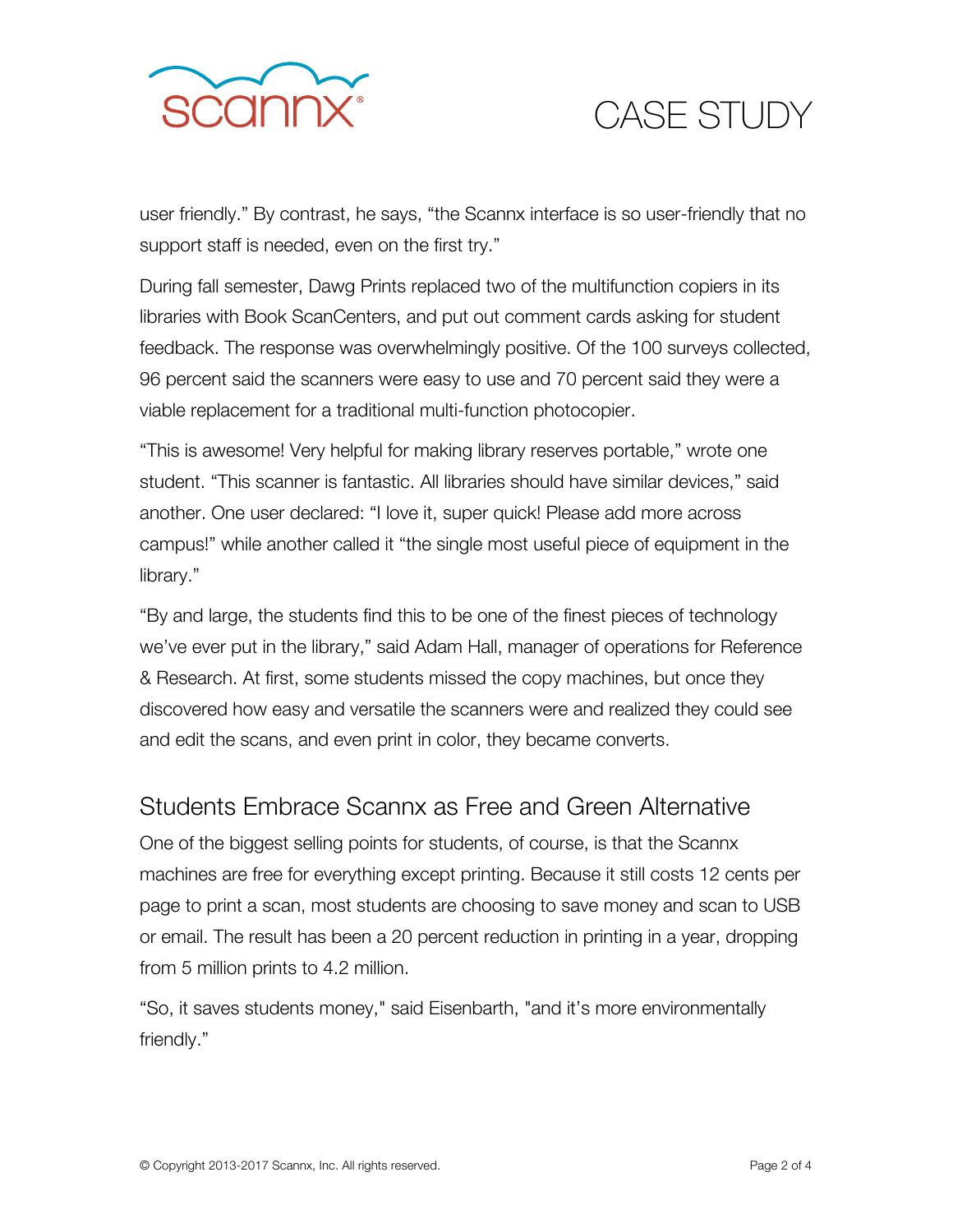user friendly." By contrast, he says, "the Scannx interface is so user-friendly that no support staff is needed, even on the first try."

During fall semester, Dawg Prints replaced two of the multifunction copiers in its libraries with Book ScanCenters, and put out comment cards asking for student feedback. The response was overwhelmingly positive. Of the 100 surveys collected, 96 percent said the scanners were easy to use and 70 percent said they were a viable replacement for a traditional multi-function photocopier.

"This is awesome! Very helpful for making library reserves portable," wrote one student. "This scanner is fantastic. All libraries should have similar devices," said another. One user declared: "I love it, super quick! Please add more across campus!" while another called it "the single most useful piece of equipment in the library."

"By and large, the students find this to be one of the finest pieces of technology we've ever put in the library," said Adam Hall, manager of operations for Reference & Research. At first, some students missed the copy machines, but once they discovered how easy and versatile the scanners were and realized they could see and edit the scans, and even print in color, they became converts.

## Students Embrace Scannx as Free and Green Alternative

One of the biggest selling points for students, of course, is that the Scannx machines are free for everything except printing. Because it still costs 12 cents per page to print a scan, most students are choosing to save money and scan to USB or email. The result has been a 20 percent reduction in printing in a year, dropping from 5 million prints to 4.2 million.

"So, it saves students money," said Eisenbarth, "and it's more environmentally friendly."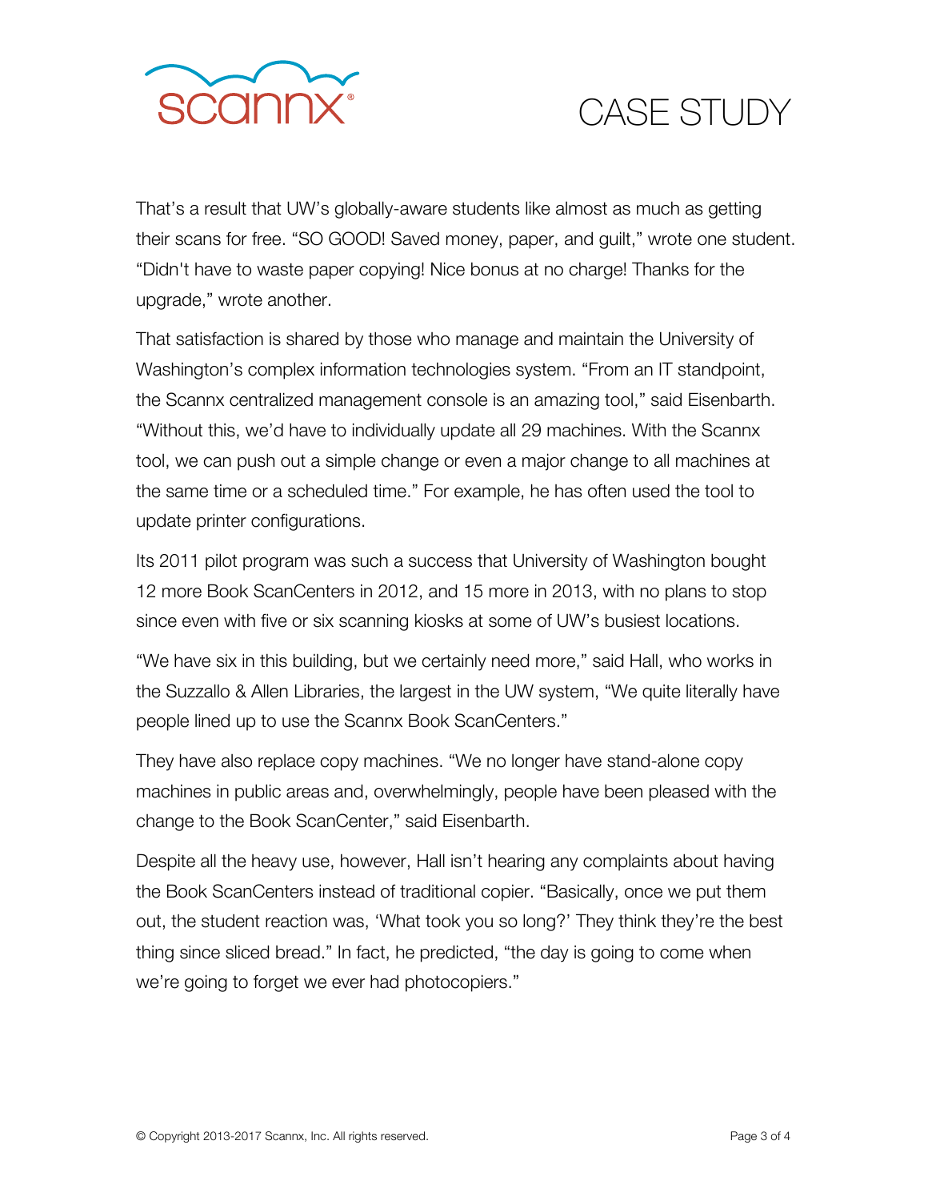That's a result that UW's globally-aware students like almost as much as getting their scans for free. "SO GOOD! Saved money, paper, and guilt," wrote one student. "Didn't have to waste paper copying! Nice bonus at no charge! Thanks for the upgrade," wrote another.

That satisfaction is shared by those who manage and maintain the University of Washington's complex information technologies system. "From an IT standpoint, the Scannx centralized management console is an amazing tool," said Eisenbarth. "Without this, we'd have to individually update all 29 machines. With the Scannx tool, we can push out a simple change or even a major change to all machines at the same time or a scheduled time." For example, he has often used the tool to update printer configurations.

Its 2011 pilot program was such a success that University of Washington bought 12 more Book ScanCenters in 2012, and 15 more in 2013, with no plans to stop since even with five or six scanning kiosks at some of UW's busiest locations.

"We have six in this building, but we certainly need more," said Hall, who works in the Suzzallo & Allen Libraries, the largest in the UW system, "We quite literally have people lined up to use the Scannx Book ScanCenters."

They have also replace copy machines. "We no longer have stand-alone copy machines in public areas and, overwhelmingly, people have been pleased with the change to the Book ScanCenter," said Eisenbarth.

Despite all the heavy use, however, Hall isn't hearing any complaints about having the Book ScanCenters instead of traditional copier. "Basically, once we put them out, the student reaction was, 'What took you so long?' They think they're the best thing since sliced bread." In fact, he predicted, "the day is going to come when we're going to forget we ever had photocopiers."

© Copyright 2013-2017 Scannx, Inc. All rights reserved.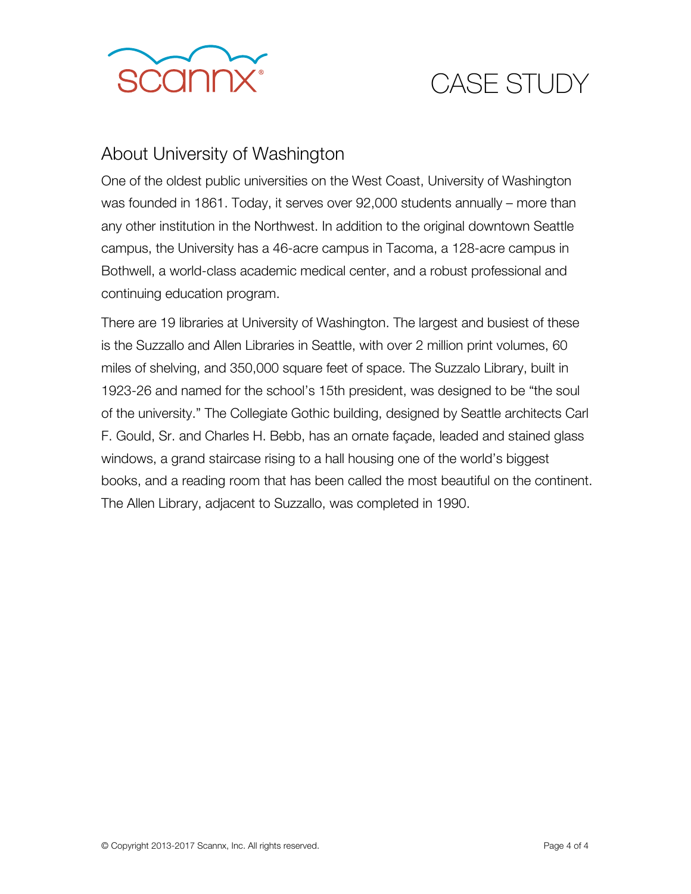scannx

CASE STUDY

## About University of Washington

One of the oldest public universities on the West Coast, University of Washington was founded in 1861. Today, it serves over 92,000 students annually – more than any other institution in the Northwest. In addition to the original downtown Seattle campus, the University has a 46-acre campus in Tacoma, a 128-acre campus in Bothwell, a world-class academic medical center, and a robust professional and continuing education program.

There are 19 libraries at University of Washington. The largest and busiest of these is the Suzzallo and Allen Libraries in Seattle, with over 2 million print volumes, 60 miles of shelving, and 350,000 square feet of space. The Suzzalo Library, built in 1923-26 and named for the school's 15th president, was designed to be "the soul of the university." The Collegiate Gothic building, designed by Seattle architects Carl F. Gould, Sr. and Charles H. Bebb, has an ornate façade, leaded and stained glass windows, a grand staircase rising to a hall housing one of the world's biggest books, and a reading room that has been called the most beautiful on the continent. The Allen Library, adjacent to Suzzallo, was completed in 1990.

© Copyright 2013-2017 Scannx, Inc. All rights reserved.